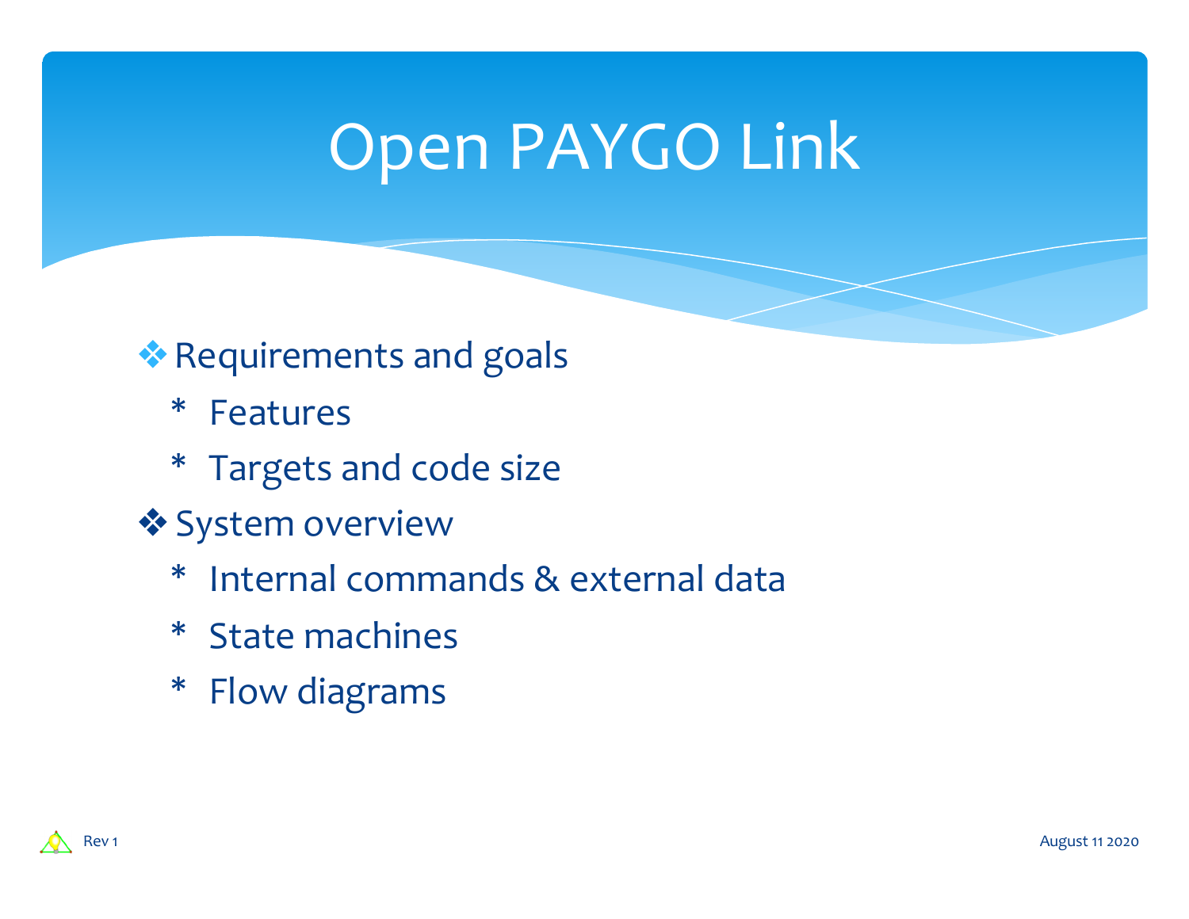# Open PAYGO Link

- Requirements and goals
  - Features
  - Targets and code size
- System overview
  - Internal commands & external data
  - State machines
  - Flow diagrams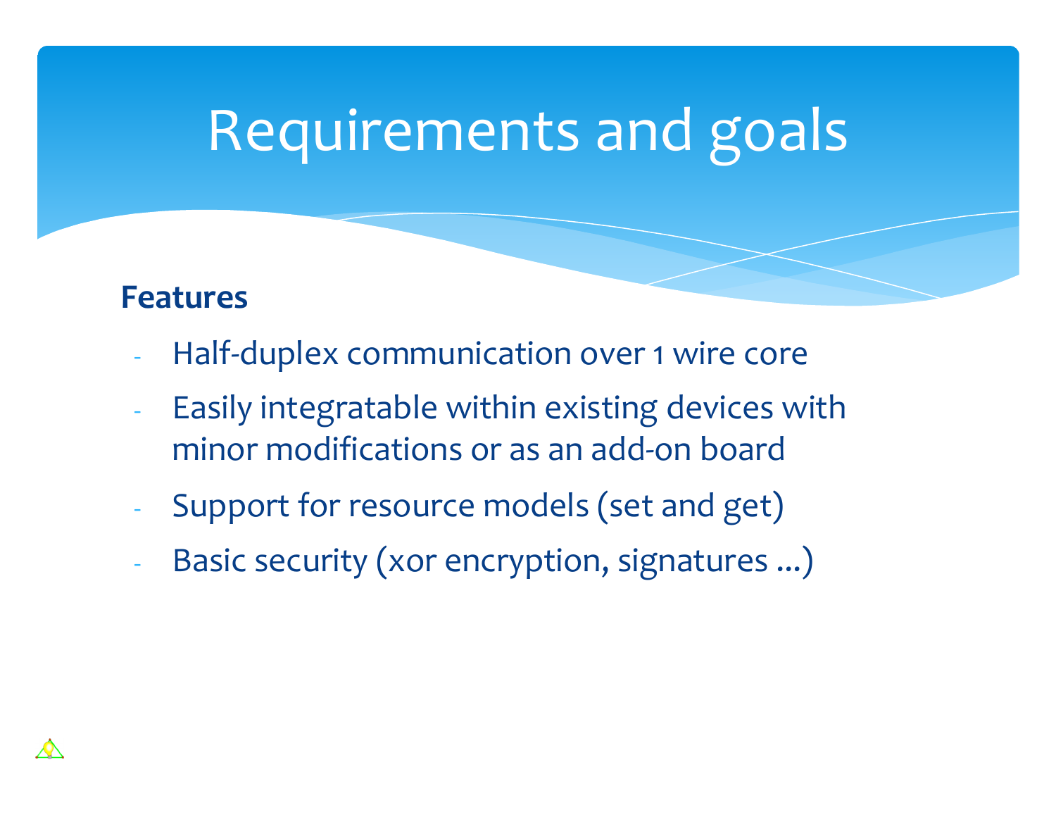# Requirements and goals

**Features**

- Half-duplex communication over 1 wire core
- Easily integratable within existing devices with minor modifications or as an add-on board
- Support for resource models (set and get)
- Basic security (xor encryption, signatures ...)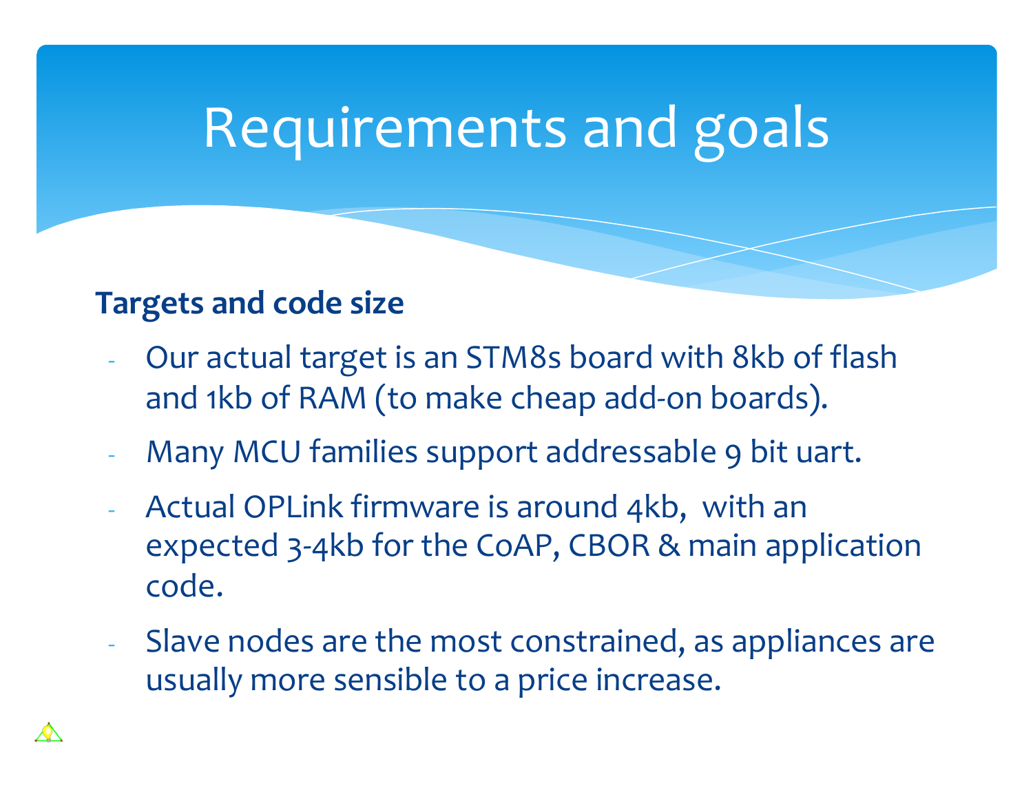# Requirements and goals

**Targets and code size**

- Our actual target is an STM8s board with 8kb of flash and 1kb of RAM (to make cheap add-on boards).
- Many MCU families support addressable 9 bit uart.
- Actual OPLink firmware is around 4kb, with an expected 3-4kb for the CoAP, CBOR & main application code.
- Slave nodes are the most constrained, as appliances are usually more sensible to a price increase.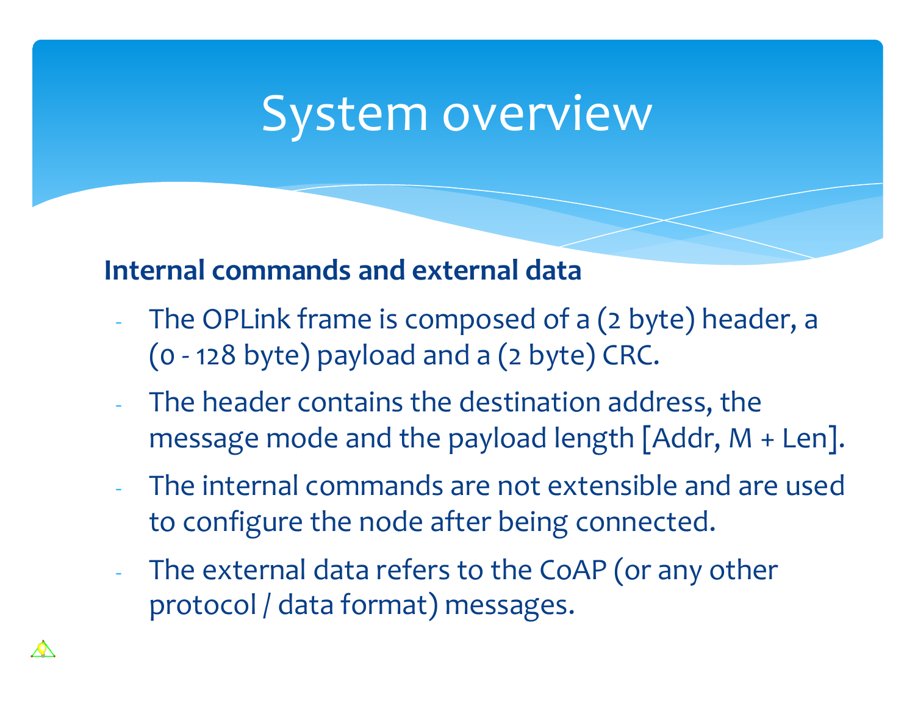# System overview

**Internal commands and external data**

- The OPLink frame is composed of a (2 byte) header, a (0 - 128 byte) payload and a (2 byte) CRC.
- The header contains the destination address, the message mode and the payload length [Addr, M + Len].
- The internal commands are not extensible and are used to configure the node after being connected.
- The external data refers to the CoAP (or any other protocol / data format) messages.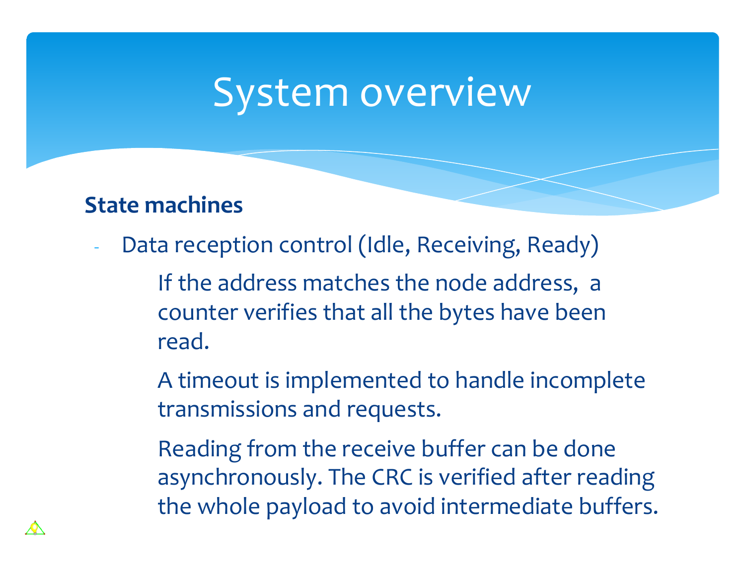# System overview

**State machines**

- Data reception control (Idle, Receiving, Ready)

  If the address matches the node address, a counter verifies that all the bytes have been read.

  A timeout is implemented to handle incomplete transmissions and requests.

  Reading from the receive buffer can be done asynchronously. The CRC is verified after reading the whole payload to avoid intermediate buffers.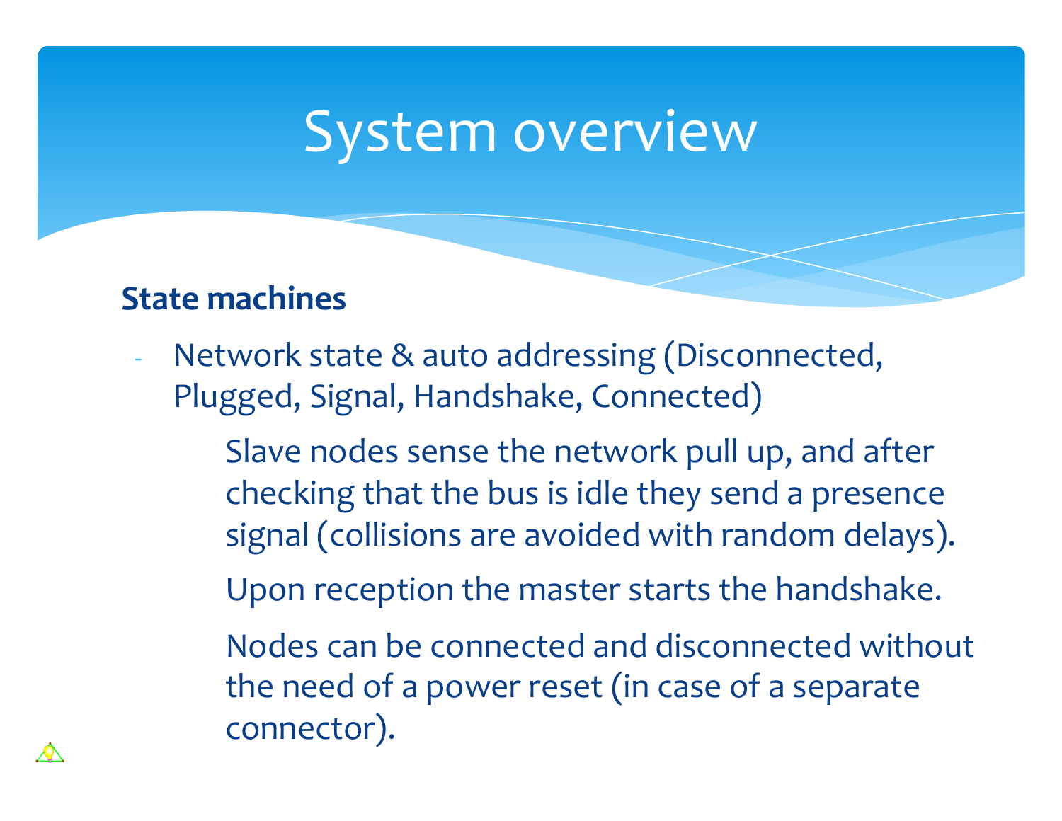# System overview

**State machines**

- Network state & auto addressing (Disconnected, Plugged, Signal, Handshake, Connected)

  Slave nodes sense the network pull up, and after checking that the bus is idle they send a presence signal (collisions are avoided with random delays).

  Upon reception the master starts the handshake.

  Nodes can be connected and disconnected without the need of a power reset (in case of a separate connector).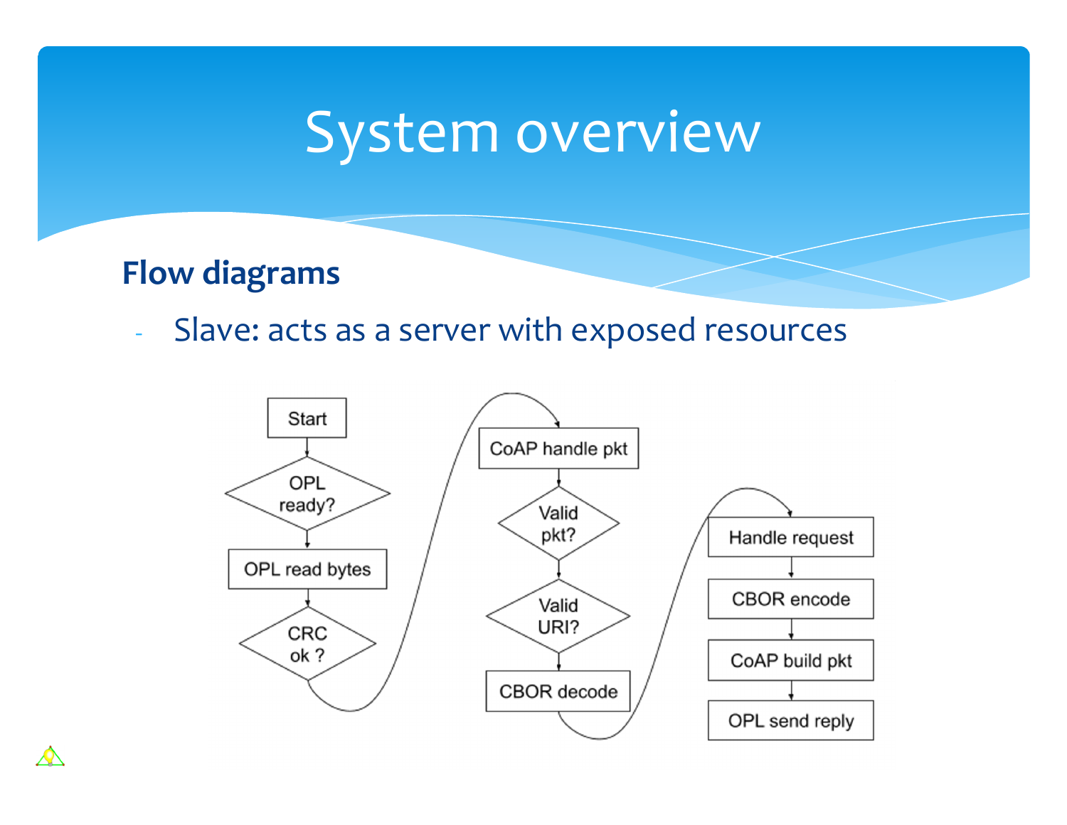# System overview

**Flow diagrams**

- Slave: acts as a server with exposed resources

Start → OPL ready? → OPL read bytes → CRC ok ? → CoAP handle pkt → Valid pkt? → Valid URI? → CBOR decode → Handle request → CBOR encode → CoAP build pkt → OPL send reply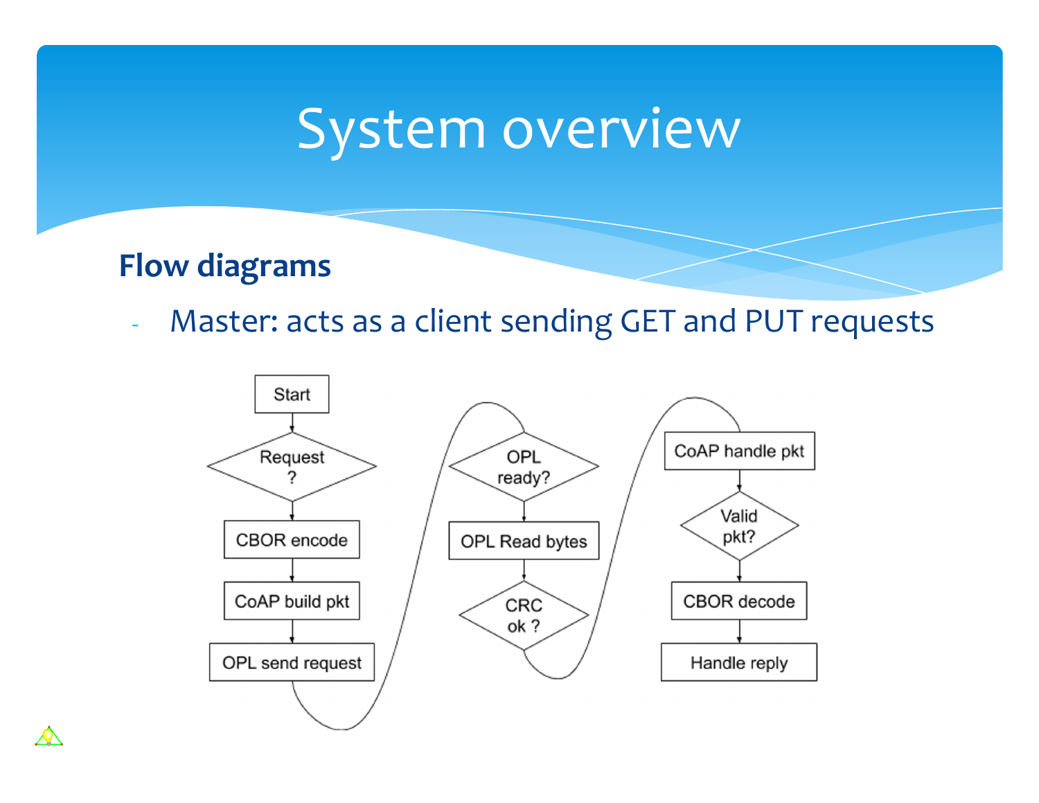# System overview

**Flow diagrams**

- Master: acts as a client sending GET and PUT requests

Start

Request ?

CBOR encode

CoAP build pkt

OPL send request

OPL ready?

OPL Read bytes

CRC ok ?

CoAP handle pkt

Valid pkt?

CBOR decode

Handle reply